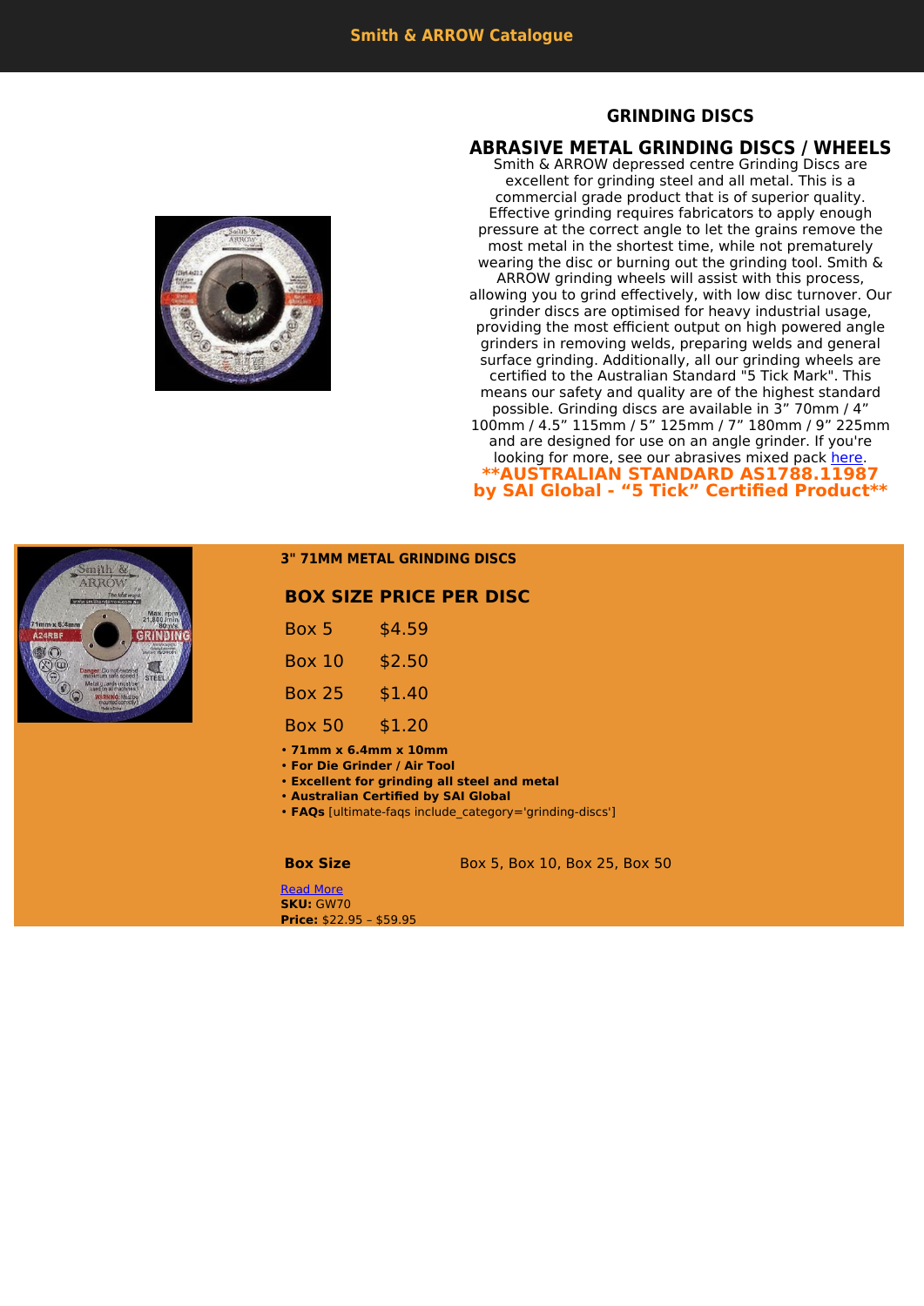Smith & ARROW Catalogue

## GRINDING DISCS

## ABRASIVE METAL GRINDING DISCS / WHEELS

Smith & ARROW depressed centre Grinding Discs are excellent for grinding steel and all metal. This is a commercial grade product that is of superior quality. Effective grinding requires fabricators to apply enough pressure at the correct angle to let the grains remove the most metal in the shortest time, while not prematurely wearing the disc or burning out the grinding tool. Smith & ARROW grinding wheels will assist with this process, allowing you to grind effectively, with low disc turnover. Our grinder discs are optimised for heavy industrial usage, providing the most efficient output on high powered angle grinders in removing welds, preparing welds and general surface grinding. Additionally, all our grinding wheels are certified to the Australian Standard "5 Tick Mark". This means our safety and quality are of the highest standard possible. Grinding discs are available in 3” 70mm / 4” 100mm / 4.5” 115mm / 5” 125mm / 7” 180mm / 9” 225mm and are designed for use on an angle grinder. If you're looking for more, see our abrasives mixed pack here.

**\*\*AUSTRALIAN STANDARD AS1788.11987 by SAI Global - “5 Tick” Certified Product\*\***

### 3" 71MM METAL GRINDING DISCS

| BOX SIZE | PRICE PER DISC |
|---|---|
| Box 5 | $4.59 |
| Box 10 | $2.50 |
| Box 25 | $1.40 |
| Box 50 | $1.20 |

- **71mm x 6.4mm x 10mm**
- **For Die Grinder / Air Tool**
- **Excellent for grinding all steel and metal**
- **Australian Certified by SAI Global**
- **FAQs** [ultimate-faqs include_category='grinding-discs']

**Box Size** Box 5, Box 10, Box 25, Box 50

Read More

**SKU:** GW70

**Price:** $22.95 – $59.95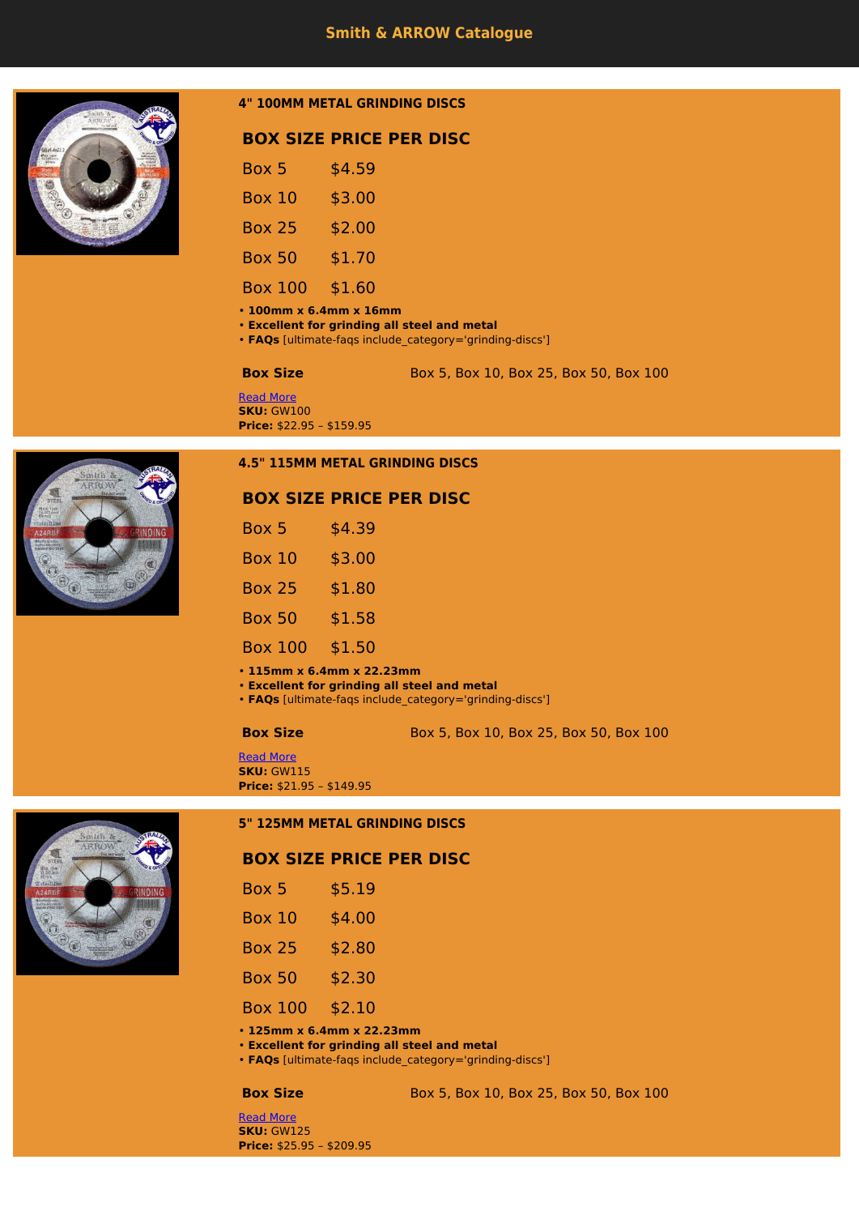Smith & ARROW Catalogue

### 4" 100MM METAL GRINDING DISCS

| BOX SIZE | PRICE PER DISC |
|---|---|
| Box 5 | $4.59 |
| Box 10 | $3.00 |
| Box 25 | $2.00 |
| Box 50 | $1.70 |
| Box 100 | $1.60 |

- **100mm x 6.4mm x 16mm**
- **Excellent for grinding all steel and metal**
- **FAQs** [ultimate-faqs include_category='grinding-discs']

**Box Size** Box 5, Box 10, Box 25, Box 50, Box 100

Read More

**SKU:** GW100

**Price:** $22.95 – $159.95

### 4.5" 115MM METAL GRINDING DISCS

| BOX SIZE | PRICE PER DISC |
|---|---|
| Box 5 | $4.39 |
| Box 10 | $3.00 |
| Box 25 | $1.80 |
| Box 50 | $1.58 |
| Box 100 | $1.50 |

- **115mm x 6.4mm x 22.23mm**
- **Excellent for grinding all steel and metal**
- **FAQs** [ultimate-faqs include_category='grinding-discs']

**Box Size** Box 5, Box 10, Box 25, Box 50, Box 100

Read More

**SKU:** GW115

**Price:** $21.95 – $149.95

### 5" 125MM METAL GRINDING DISCS

| BOX SIZE | PRICE PER DISC |
|---|---|
| Box 5 | $5.19 |
| Box 10 | $4.00 |
| Box 25 | $2.80 |
| Box 50 | $2.30 |
| Box 100 | $2.10 |

- **125mm x 6.4mm x 22.23mm**
- **Excellent for grinding all steel and metal**
- **FAQs** [ultimate-faqs include_category='grinding-discs']

**Box Size** Box 5, Box 10, Box 25, Box 50, Box 100

Read More

**SKU:** GW125

**Price:** $25.95 – $209.95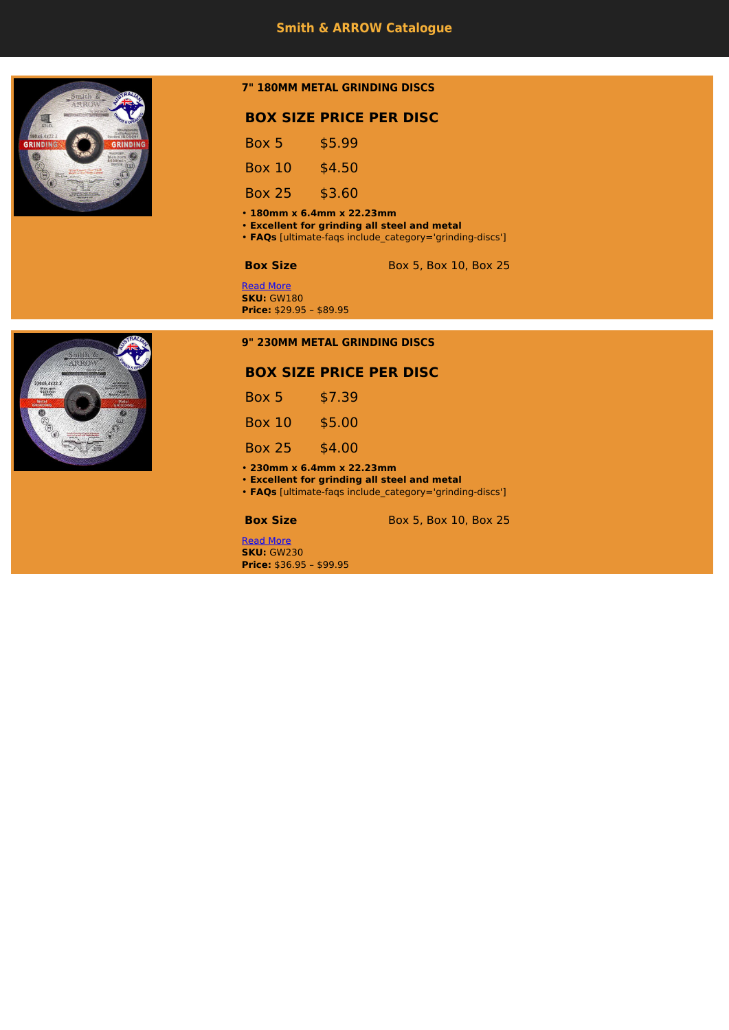# Smith & ARROW Catalogue

### 7" 180MM METAL GRINDING DISCS

| BOX SIZE | PRICE PER DISC |
|---|---|
| Box 5 | $5.99 |
| Box 10 | $4.50 |
| Box 25 | $3.60 |

- **180mm x 6.4mm x 22.23mm**
- **Excellent for grinding all steel and metal**
- **FAQs** [ultimate-faqs include_category='grinding-discs']

**Box Size** Box 5, Box 10, Box 25

Read More

**SKU:** GW180

**Price:** $29.95 – $89.95

### 9" 230MM METAL GRINDING DISCS

| BOX SIZE | PRICE PER DISC |
|---|---|
| Box 5 | $7.39 |
| Box 10 | $5.00 |
| Box 25 | $4.00 |

- **230mm x 6.4mm x 22.23mm**
- **Excellent for grinding all steel and metal**
- **FAQs** [ultimate-faqs include_category='grinding-discs']

**Box Size** Box 5, Box 10, Box 25

Read More

**SKU:** GW230

**Price:** $36.95 – $99.95